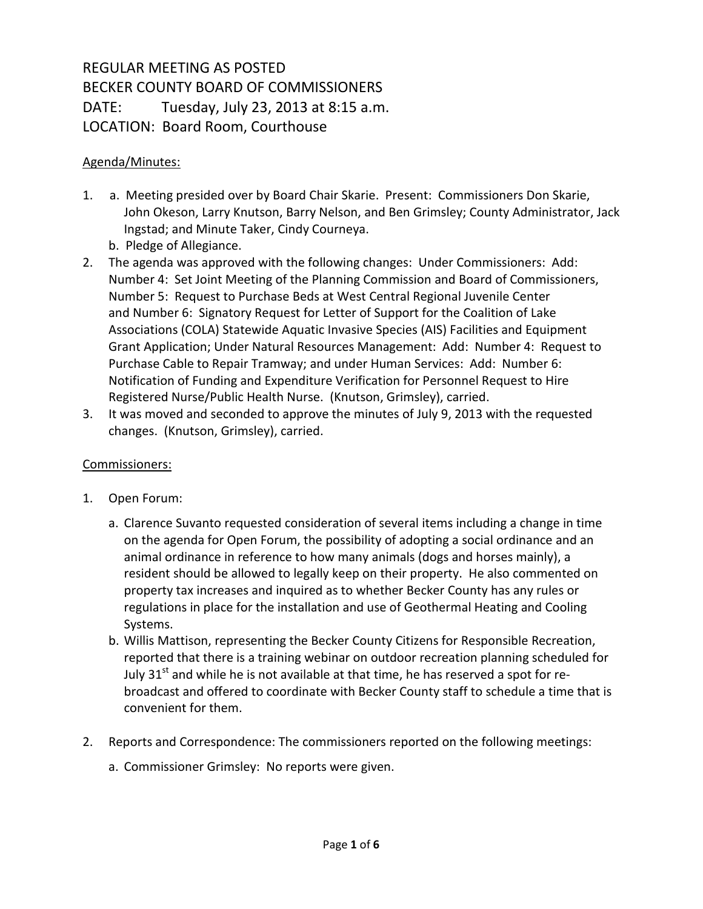REGULAR MEETING AS POSTED
BECKER COUNTY BOARD OF COMMISSIONERS
DATE: Tuesday, July 23, 2013 at 8:15 a.m.
LOCATION: Board Room, Courthouse

<u>Agenda/Minutes:</u>

1. a. Meeting presided over by Board Chair Skarie. Present: Commissioners Don Skarie, John Okeson, Larry Knutson, Barry Nelson, and Ben Grimsley; County Administrator, Jack Ingstad; and Minute Taker, Cindy Courneya.
   b. Pledge of Allegiance.
2. The agenda was approved with the following changes: Under Commissioners: Add: Number 4: Set Joint Meeting of the Planning Commission and Board of Commissioners, Number 5: Request to Purchase Beds at West Central Regional Juvenile Center and Number 6: Signatory Request for Letter of Support for the Coalition of Lake Associations (COLA) Statewide Aquatic Invasive Species (AIS) Facilities and Equipment Grant Application; Under Natural Resources Management: Add: Number 4: Request to Purchase Cable to Repair Tramway; and under Human Services: Add: Number 6: Notification of Funding and Expenditure Verification for Personnel Request to Hire Registered Nurse/Public Health Nurse. (Knutson, Grimsley), carried.
3. It was moved and seconded to approve the minutes of July 9, 2013 with the requested changes. (Knutson, Grimsley), carried.

<u>Commissioners:</u>

1. Open Forum:
   a. Clarence Suvanto requested consideration of several items including a change in time on the agenda for Open Forum, the possibility of adopting a social ordinance and an animal ordinance in reference to how many animals (dogs and horses mainly), a resident should be allowed to legally keep on their property. He also commented on property tax increases and inquired as to whether Becker County has any rules or regulations in place for the installation and use of Geothermal Heating and Cooling Systems.
   b. Willis Mattison, representing the Becker County Citizens for Responsible Recreation, reported that there is a training webinar on outdoor recreation planning scheduled for July 31st and while he is not available at that time, he has reserved a spot for re-broadcast and offered to coordinate with Becker County staff to schedule a time that is convenient for them.
2. Reports and Correspondence: The commissioners reported on the following meetings:
   a. Commissioner Grimsley: No reports were given.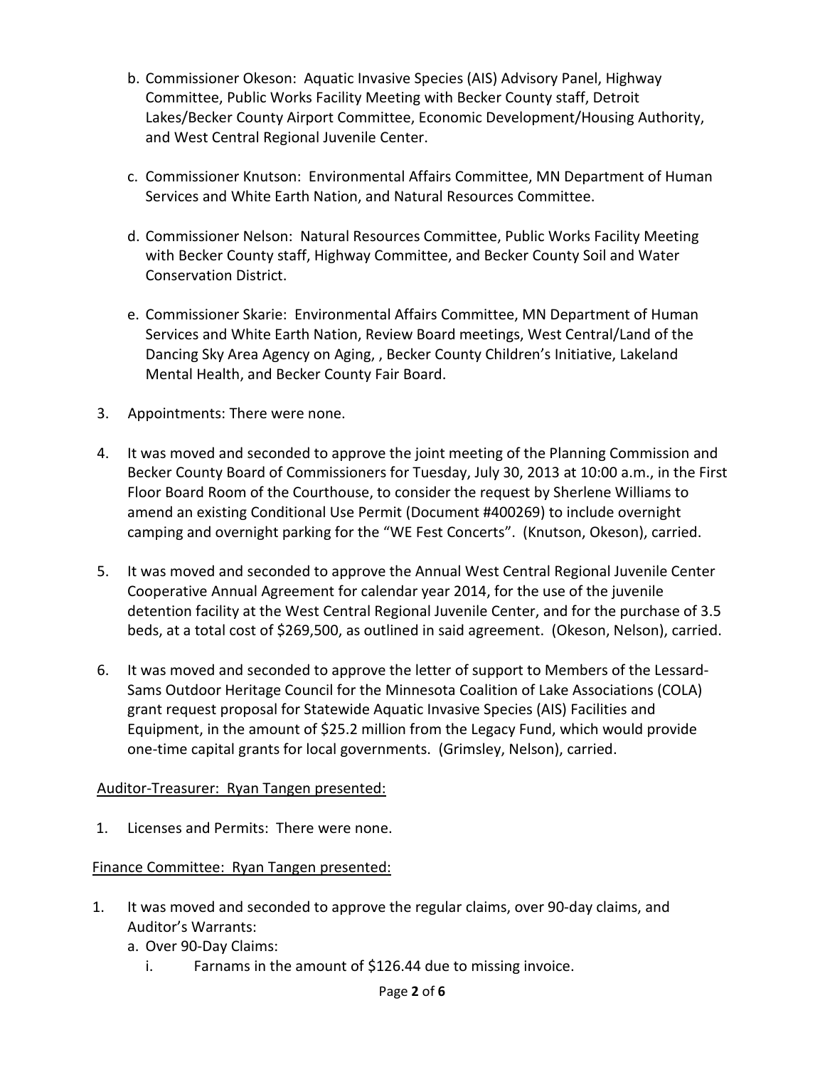b. Commissioner Okeson: Aquatic Invasive Species (AIS) Advisory Panel, Highway Committee, Public Works Facility Meeting with Becker County staff, Detroit Lakes/Becker County Airport Committee, Economic Development/Housing Authority, and West Central Regional Juvenile Center.

c. Commissioner Knutson: Environmental Affairs Committee, MN Department of Human Services and White Earth Nation, and Natural Resources Committee.

d. Commissioner Nelson: Natural Resources Committee, Public Works Facility Meeting with Becker County staff, Highway Committee, and Becker County Soil and Water Conservation District.

e. Commissioner Skarie: Environmental Affairs Committee, MN Department of Human Services and White Earth Nation, Review Board meetings, West Central/Land of the Dancing Sky Area Agency on Aging, , Becker County Children's Initiative, Lakeland Mental Health, and Becker County Fair Board.

3. Appointments: There were none.

4. It was moved and seconded to approve the joint meeting of the Planning Commission and Becker County Board of Commissioners for Tuesday, July 30, 2013 at 10:00 a.m., in the First Floor Board Room of the Courthouse, to consider the request by Sherlene Williams to amend an existing Conditional Use Permit (Document #400269) to include overnight camping and overnight parking for the "WE Fest Concerts". (Knutson, Okeson), carried.

5. It was moved and seconded to approve the Annual West Central Regional Juvenile Center Cooperative Annual Agreement for calendar year 2014, for the use of the juvenile detention facility at the West Central Regional Juvenile Center, and for the purchase of 3.5 beds, at a total cost of $269,500, as outlined in said agreement. (Okeson, Nelson), carried.

6. It was moved and seconded to approve the letter of support to Members of the Lessard-Sams Outdoor Heritage Council for the Minnesota Coalition of Lake Associations (COLA) grant request proposal for Statewide Aquatic Invasive Species (AIS) Facilities and Equipment, in the amount of $25.2 million from the Legacy Fund, which would provide one-time capital grants for local governments. (Grimsley, Nelson), carried.

<u>Auditor-Treasurer: Ryan Tangen presented:</u>

1. Licenses and Permits: There were none.

<u>Finance Committee: Ryan Tangen presented:</u>

1. It was moved and seconded to approve the regular claims, over 90-day claims, and Auditor's Warrants:
   a. Over 90-Day Claims:
      i. Farnams in the amount of $126.44 due to missing invoice.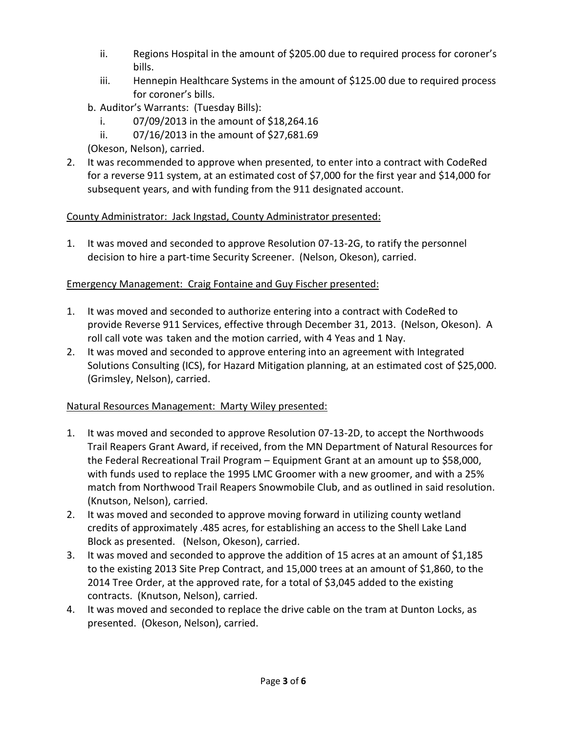ii. Regions Hospital in the amount of $205.00 due to required process for coroner's bills.
   iii. Hennepin Healthcare Systems in the amount of $125.00 due to required process for coroner's bills.

   b. Auditor's Warrants: (Tuesday Bills):
      i. 07/09/2013 in the amount of $18,264.16
      ii. 07/16/2013 in the amount of $27,681.69

   (Okeson, Nelson), carried.

2. It was recommended to approve when presented, to enter into a contract with CodeRed for a reverse 911 system, at an estimated cost of $7,000 for the first year and $14,000 for subsequent years, and with funding from the 911 designated account.

<u>County Administrator: Jack Ingstad, County Administrator presented:</u>

1. It was moved and seconded to approve Resolution 07-13-2G, to ratify the personnel decision to hire a part-time Security Screener. (Nelson, Okeson), carried.

<u>Emergency Management: Craig Fontaine and Guy Fischer presented:</u>

1. It was moved and seconded to authorize entering into a contract with CodeRed to provide Reverse 911 Services, effective through December 31, 2013. (Nelson, Okeson). A roll call vote was taken and the motion carried, with 4 Yeas and 1 Nay.
2. It was moved and seconded to approve entering into an agreement with Integrated Solutions Consulting (ICS), for Hazard Mitigation planning, at an estimated cost of $25,000. (Grimsley, Nelson), carried.

<u>Natural Resources Management: Marty Wiley presented:</u>

1. It was moved and seconded to approve Resolution 07-13-2D, to accept the Northwoods Trail Reapers Grant Award, if received, from the MN Department of Natural Resources for the Federal Recreational Trail Program – Equipment Grant at an amount up to $58,000, with funds used to replace the 1995 LMC Groomer with a new groomer, and with a 25% match from Northwood Trail Reapers Snowmobile Club, and as outlined in said resolution. (Knutson, Nelson), carried.
2. It was moved and seconded to approve moving forward in utilizing county wetland credits of approximately .485 acres, for establishing an access to the Shell Lake Land Block as presented. (Nelson, Okeson), carried.
3. It was moved and seconded to approve the addition of 15 acres at an amount of $1,185 to the existing 2013 Site Prep Contract, and 15,000 trees at an amount of $1,860, to the 2014 Tree Order, at the approved rate, for a total of $3,045 added to the existing contracts. (Knutson, Nelson), carried.
4. It was moved and seconded to replace the drive cable on the tram at Dunton Locks, as presented. (Okeson, Nelson), carried.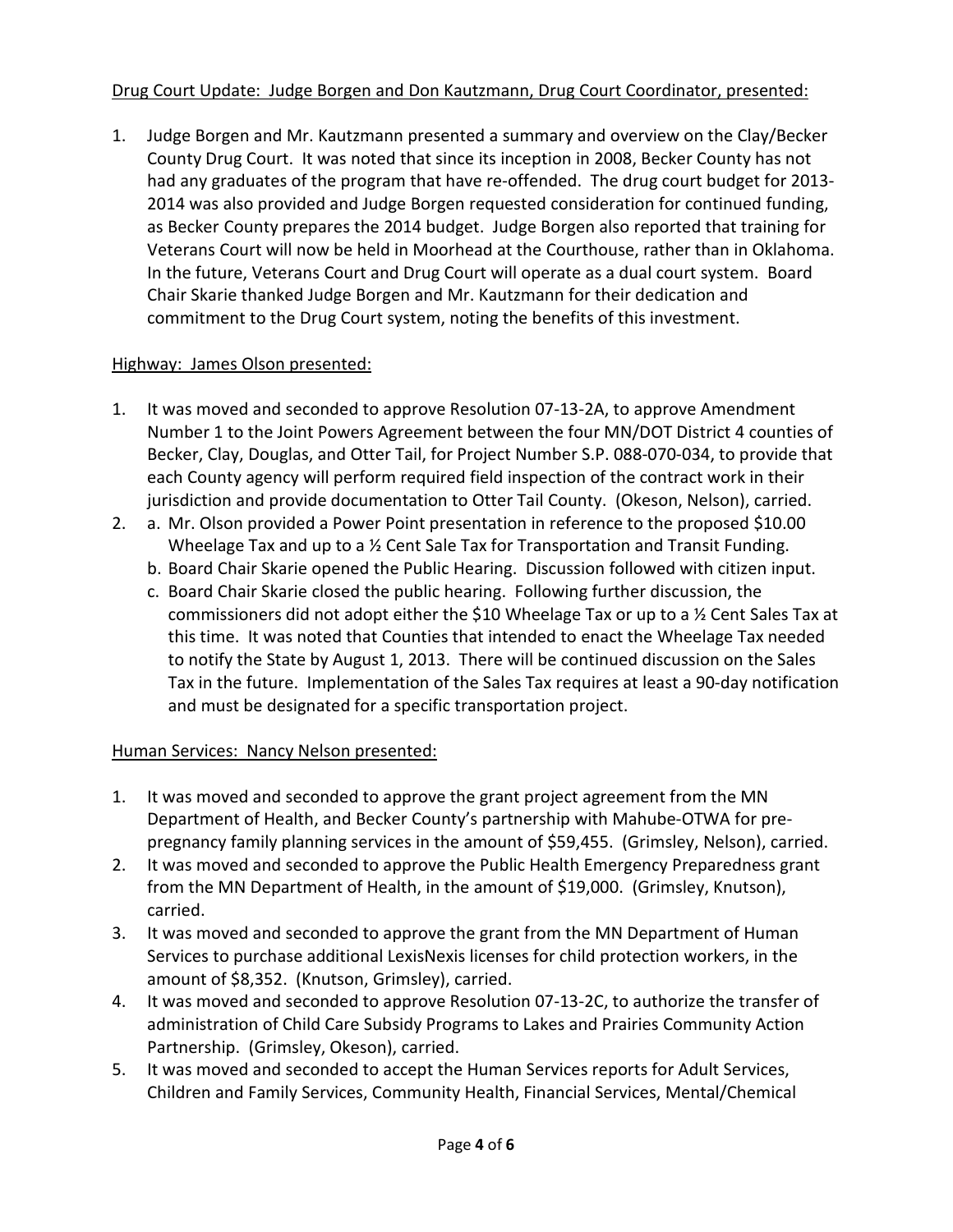Drug Court Update: Judge Borgen and Don Kautzmann, Drug Court Coordinator, presented:

1. Judge Borgen and Mr. Kautzmann presented a summary and overview on the Clay/Becker County Drug Court. It was noted that since its inception in 2008, Becker County has not had any graduates of the program that have re-offended. The drug court budget for 2013-2014 was also provided and Judge Borgen requested consideration for continued funding, as Becker County prepares the 2014 budget. Judge Borgen also reported that training for Veterans Court will now be held in Moorhead at the Courthouse, rather than in Oklahoma. In the future, Veterans Court and Drug Court will operate as a dual court system. Board Chair Skarie thanked Judge Borgen and Mr. Kautzmann for their dedication and commitment to the Drug Court system, noting the benefits of this investment.

Highway: James Olson presented:

1. It was moved and seconded to approve Resolution 07-13-2A, to approve Amendment Number 1 to the Joint Powers Agreement between the four MN/DOT District 4 counties of Becker, Clay, Douglas, and Otter Tail, for Project Number S.P. 088-070-034, to provide that each County agency will perform required field inspection of the contract work in their jurisdiction and provide documentation to Otter Tail County. (Okeson, Nelson), carried.
2. a. Mr. Olson provided a Power Point presentation in reference to the proposed $10.00 Wheelage Tax and up to a ½ Cent Sale Tax for Transportation and Transit Funding.
   b. Board Chair Skarie opened the Public Hearing. Discussion followed with citizen input.
   c. Board Chair Skarie closed the public hearing. Following further discussion, the commissioners did not adopt either the $10 Wheelage Tax or up to a ½ Cent Sales Tax at this time. It was noted that Counties that intended to enact the Wheelage Tax needed to notify the State by August 1, 2013. There will be continued discussion on the Sales Tax in the future. Implementation of the Sales Tax requires at least a 90-day notification and must be designated for a specific transportation project.

Human Services: Nancy Nelson presented:

1. It was moved and seconded to approve the grant project agreement from the MN Department of Health, and Becker County's partnership with Mahube-OTWA for pre-pregnancy family planning services in the amount of $59,455. (Grimsley, Nelson), carried.
2. It was moved and seconded to approve the Public Health Emergency Preparedness grant from the MN Department of Health, in the amount of $19,000. (Grimsley, Knutson), carried.
3. It was moved and seconded to approve the grant from the MN Department of Human Services to purchase additional LexisNexis licenses for child protection workers, in the amount of $8,352. (Knutson, Grimsley), carried.
4. It was moved and seconded to approve Resolution 07-13-2C, to authorize the transfer of administration of Child Care Subsidy Programs to Lakes and Prairies Community Action Partnership. (Grimsley, Okeson), carried.
5. It was moved and seconded to accept the Human Services reports for Adult Services, Children and Family Services, Community Health, Financial Services, Mental/Chemical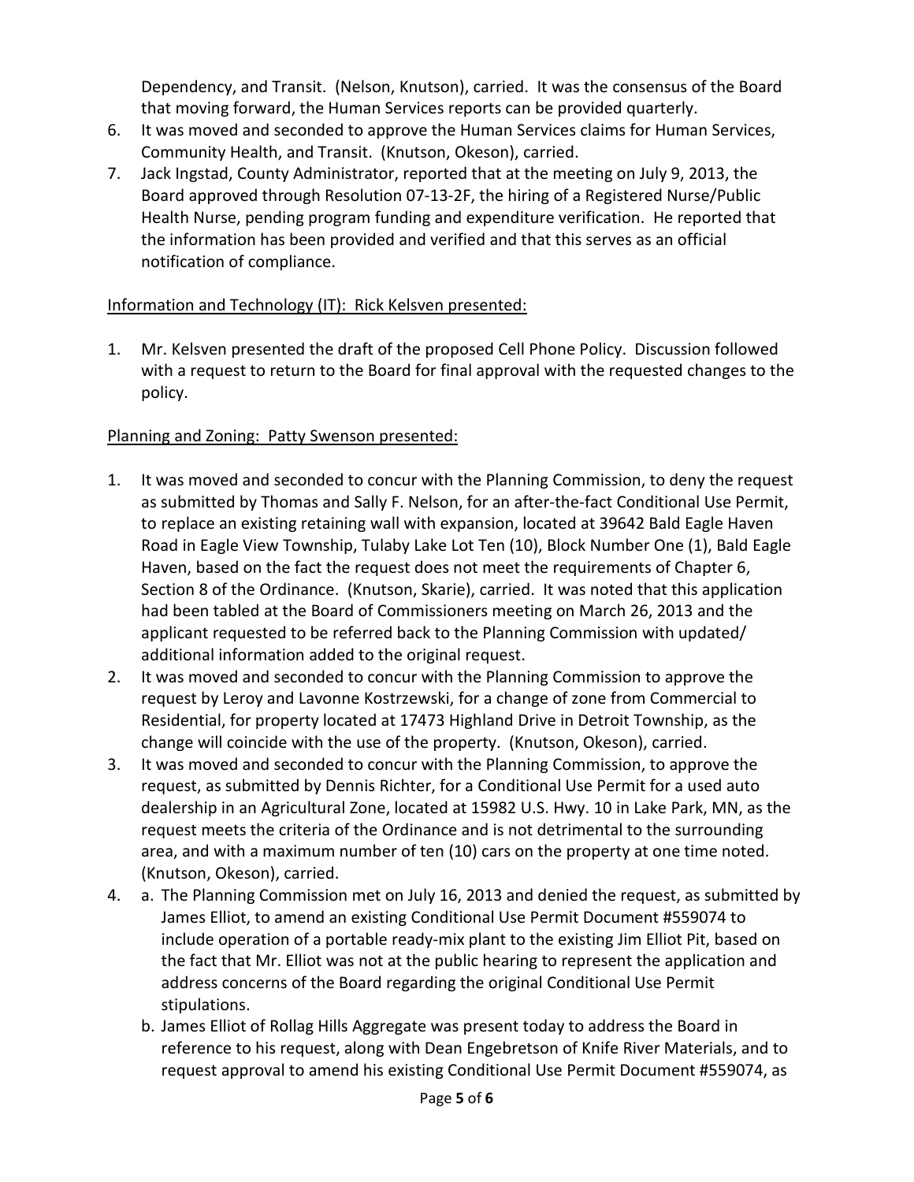Dependency, and Transit. (Nelson, Knutson), carried. It was the consensus of the Board that moving forward, the Human Services reports can be provided quarterly.

6. It was moved and seconded to approve the Human Services claims for Human Services, Community Health, and Transit. (Knutson, Okeson), carried.
7. Jack Ingstad, County Administrator, reported that at the meeting on July 9, 2013, the Board approved through Resolution 07-13-2F, the hiring of a Registered Nurse/Public Health Nurse, pending program funding and expenditure verification. He reported that the information has been provided and verified and that this serves as an official notification of compliance.

Information and Technology (IT): Rick Kelsven presented:

1. Mr. Kelsven presented the draft of the proposed Cell Phone Policy. Discussion followed with a request to return to the Board for final approval with the requested changes to the policy.

Planning and Zoning: Patty Swenson presented:

1. It was moved and seconded to concur with the Planning Commission, to deny the request as submitted by Thomas and Sally F. Nelson, for an after-the-fact Conditional Use Permit, to replace an existing retaining wall with expansion, located at 39642 Bald Eagle Haven Road in Eagle View Township, Tulaby Lake Lot Ten (10), Block Number One (1), Bald Eagle Haven, based on the fact the request does not meet the requirements of Chapter 6, Section 8 of the Ordinance. (Knutson, Skarie), carried. It was noted that this application had been tabled at the Board of Commissioners meeting on March 26, 2013 and the applicant requested to be referred back to the Planning Commission with updated/ additional information added to the original request.
2. It was moved and seconded to concur with the Planning Commission to approve the request by Leroy and Lavonne Kostrzewski, for a change of zone from Commercial to Residential, for property located at 17473 Highland Drive in Detroit Township, as the change will coincide with the use of the property. (Knutson, Okeson), carried.
3. It was moved and seconded to concur with the Planning Commission, to approve the request, as submitted by Dennis Richter, for a Conditional Use Permit for a used auto dealership in an Agricultural Zone, located at 15982 U.S. Hwy. 10 in Lake Park, MN, as the request meets the criteria of the Ordinance and is not detrimental to the surrounding area, and with a maximum number of ten (10) cars on the property at one time noted. (Knutson, Okeson), carried.
4. a. The Planning Commission met on July 16, 2013 and denied the request, as submitted by James Elliot, to amend an existing Conditional Use Permit Document #559074 to include operation of a portable ready-mix plant to the existing Jim Elliot Pit, based on the fact that Mr. Elliot was not at the public hearing to represent the application and address concerns of the Board regarding the original Conditional Use Permit stipulations.

   b. James Elliot of Rollag Hills Aggregate was present today to address the Board in reference to his request, along with Dean Engebretson of Knife River Materials, and to request approval to amend his existing Conditional Use Permit Document #559074, as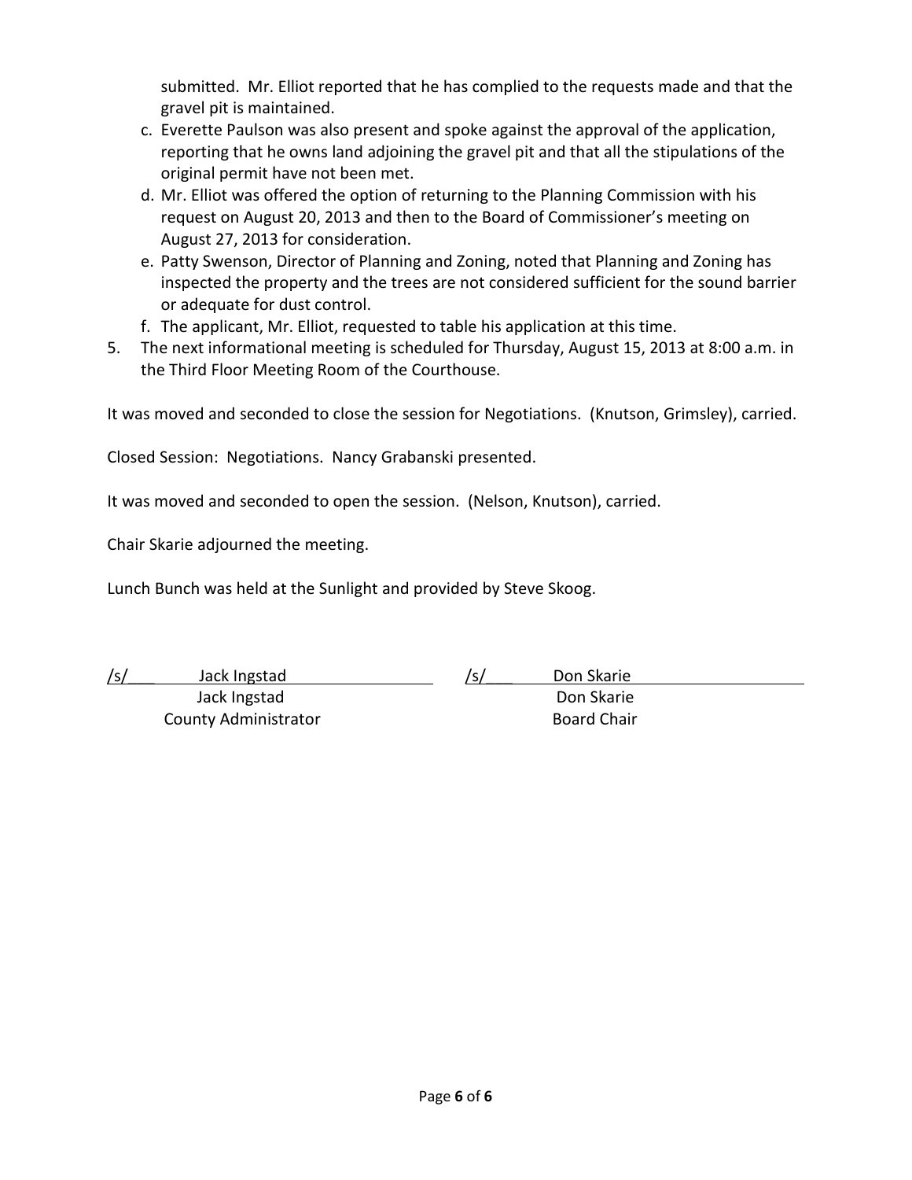submitted. Mr. Elliot reported that he has complied to the requests made and that the gravel pit is maintained.

c. Everette Paulson was also present and spoke against the approval of the application, reporting that he owns land adjoining the gravel pit and that all the stipulations of the original permit have not been met.
d. Mr. Elliot was offered the option of returning to the Planning Commission with his request on August 20, 2013 and then to the Board of Commissioner's meeting on August 27, 2013 for consideration.
e. Patty Swenson, Director of Planning and Zoning, noted that Planning and Zoning has inspected the property and the trees are not considered sufficient for the sound barrier or adequate for dust control.
f. The applicant, Mr. Elliot, requested to table his application at this time.

5. The next informational meeting is scheduled for Thursday, August 15, 2013 at 8:00 a.m. in the Third Floor Meeting Room of the Courthouse.

It was moved and seconded to close the session for Negotiations. (Knutson, Grimsley), carried.

Closed Session: Negotiations. Nancy Grabanski presented.

It was moved and seconded to open the session. (Nelson, Knutson), carried.

Chair Skarie adjourned the meeting.

Lunch Bunch was held at the Sunlight and provided by Steve Skoog.

/s/___ Jack Ingstad
Jack Ingstad
County Administrator

/s/___ Don Skarie
Don Skarie
Board Chair